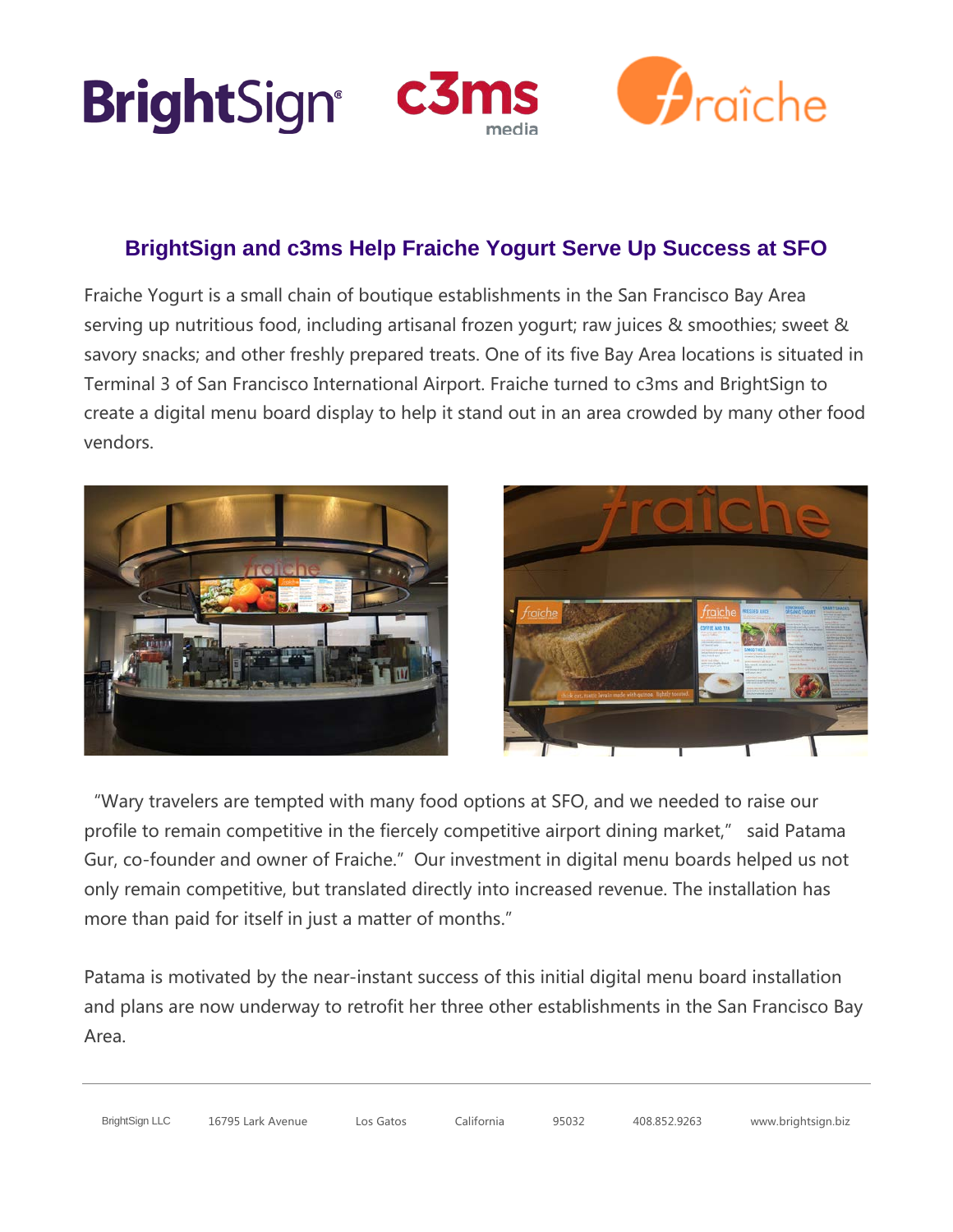## BrightSign and c3ms Help Fraiche Yogurt Serve Up Success at SFO

Fraiche Yogurt is a small chain of boutique establishments in the San Francisco Bay Area serving up nutritious food, including artisanal frozen yogurt; raw juices & smoothies; sweet & savory snacks; and other freshly prepared treats. One of its five Bay Area locations is situated in Terminal 3 of San Francisco International Airport. Fraiche turned to c3ms and BrightSign to create a digital menu board display to help it stand out in an area crowded by many other food vendors.

"Wary travelers are tempted with many food options at SFO, and we needed to raise our profile to remain competitive in the fiercely competitive airport dining market," said Patama Gur, co-founder and owner of Fraiche." Our investment in digital menu boards helped us not only remain competitive, but translated directly into increased revenue. The installation has more than paid for itself in just a matter of months."

Patama is motivated by the near-instant success of this initial digital menu board installation and plans are now underway to retrofit her three other establishments in the San Francisco Bay Area.

BrightSign LLC 16795 Lark Avenue Los Gatos California 95032 408.852.9263 www.brightsign.biz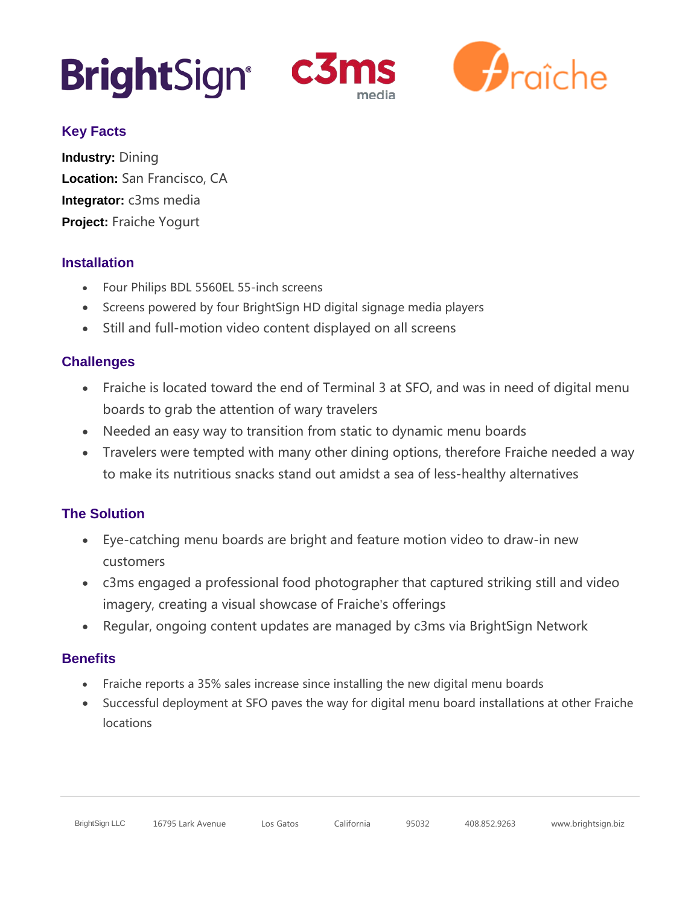## Key Facts

**Industry:** Dining
**Location:** San Francisco, CA
**Integrator:** c3ms media
**Project:** Fraiche Yogurt

## Installation

- Four Philips BDL 5560EL 55-inch screens
- Screens powered by four BrightSign HD digital signage media players
- Still and full-motion video content displayed on all screens

## Challenges

- Fraiche is located toward the end of Terminal 3 at SFO, and was in need of digital menu boards to grab the attention of wary travelers
- Needed an easy way to transition from static to dynamic menu boards
- Travelers were tempted with many other dining options, therefore Fraiche needed a way to make its nutritious snacks stand out amidst a sea of less-healthy alternatives

## The Solution

- Eye-catching menu boards are bright and feature motion video to draw-in new customers
- c3ms engaged a professional food photographer that captured striking still and video imagery, creating a visual showcase of Fraiche's offerings
- Regular, ongoing content updates are managed by c3ms via BrightSign Network

## Benefits

- Fraiche reports a 35% sales increase since installing the new digital menu boards
- Successful deployment at SFO paves the way for digital menu board installations at other Fraiche locations